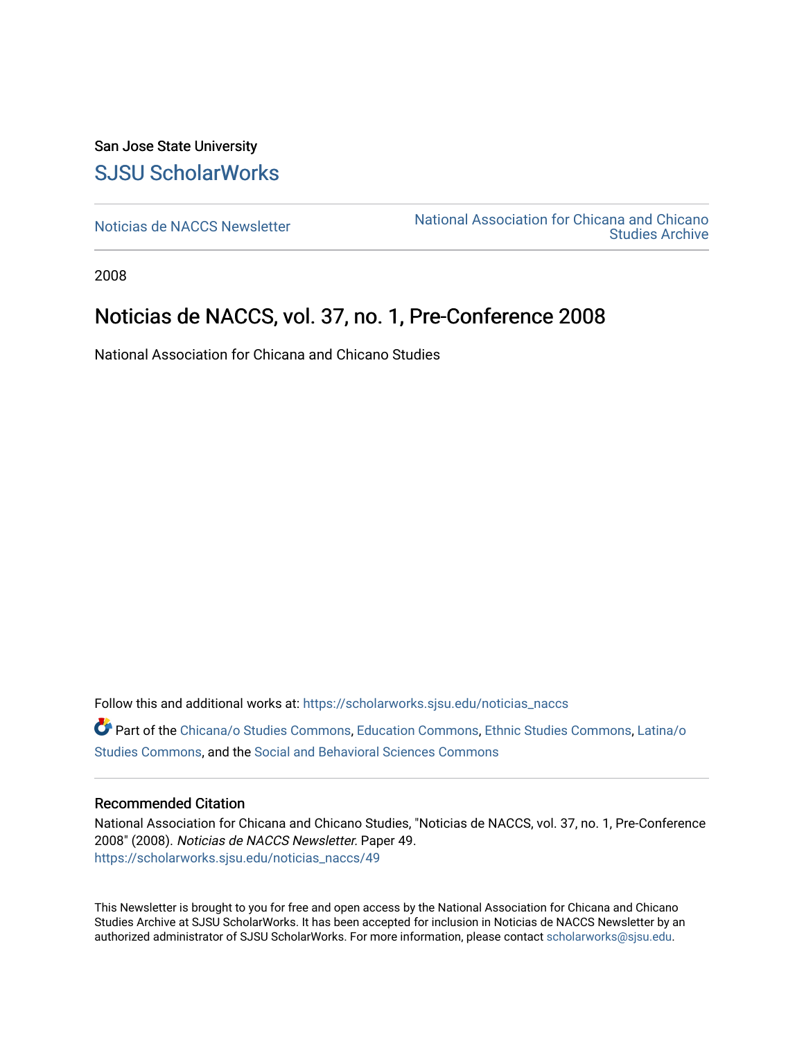San Jose State University

# SJSU ScholarWorks

Noticias de NACCS Newsletter

National Association for Chicana and Chicano Studies Archive

2008

## Noticias de NACCS, vol. 37, no. 1, Pre-Conference 2008

National Association for Chicana and Chicano Studies

Follow this and additional works at: https://scholarworks.sjsu.edu/noticias_naccs

Part of the Chicana/o Studies Commons, Education Commons, Ethnic Studies Commons, Latina/o Studies Commons, and the Social and Behavioral Sciences Commons

### Recommended Citation

National Association for Chicana and Chicano Studies, "Noticias de NACCS, vol. 37, no. 1, Pre-Conference 2008" (2008). *Noticias de NACCS Newsletter.* Paper 49.
https://scholarworks.sjsu.edu/noticias_naccs/49

This Newsletter is brought to you for free and open access by the National Association for Chicana and Chicano Studies Archive at SJSU ScholarWorks. It has been accepted for inclusion in Noticias de NACCS Newsletter by an authorized administrator of SJSU ScholarWorks. For more information, please contact scholarworks@sjsu.edu.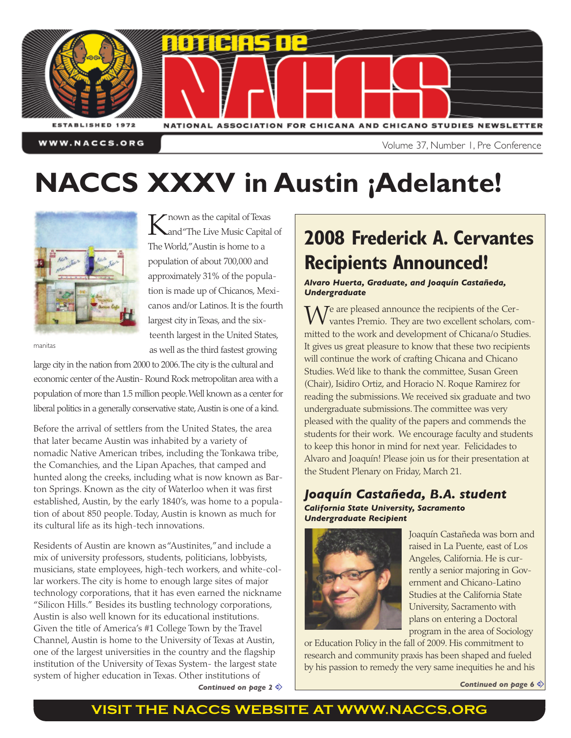NOTICIAS DE NACCS

ESTABLISHED 1972

NATIONAL ASSOCIATION FOR CHICANA AND CHICANO STUDIES NEWSLETTER

WWW.NACCS.ORG

Volume 37, Number 1, Pre Conference

# NACCS XXXV in Austin ¡Adelante!

manitas

Known as the capital of Texas and "The Live Music Capital of The World," Austin is home to a population of about 700,000 and approximately 31% of the population is made up of Chicanos, Mexicanos and/or Latinos. It is the fourth largest city in Texas, and the sixteenth largest in the United States, as well as the third fastest growing large city in the nation from 2000 to 2006. The city is the cultural and economic center of the Austin- Round Rock metropolitan area with a population of more than 1.5 million people. Well known as a center for liberal politics in a generally conservative state, Austin is one of a kind.

Before the arrival of settlers from the United States, the area that later became Austin was inhabited by a variety of nomadic Native American tribes, including the Tonkawa tribe, the Comanchies, and the Lipan Apaches, that camped and hunted along the creeks, including what is now known as Barton Springs. Known as the city of Waterloo when it was first established, Austin, by the early 1840's, was home to a population of about 850 people. Today, Austin is known as much for its cultural life as its high-tech innovations.

Residents of Austin are known as "Austinites," and include a mix of university professors, students, politicians, lobbyists, musicians, state employees, high-tech workers, and white-collar workers. The city is home to enough large sites of major technology corporations, that it has even earned the nickname "Silicon Hills." Besides its bustling technology corporations, Austin is also well known for its educational institutions. Given the title of America's #1 College Town by the Travel Channel, Austin is home to the University of Texas at Austin, one of the largest universities in the country and the flagship institution of the University of Texas System- the largest state system of higher education in Texas. Other institutions of

*Continued on page 2*

## 2008 Frederick A. Cervantes Recipients Announced!

***Alvaro Huerta, Graduate, and Joaquín Castañeda, Undergraduate***

We are pleased announce the recipients of the Cervantes Premio. They are two excellent scholars, committed to the work and development of Chicana/o Studies. It gives us great pleasure to know that these two recipients will continue the work of crafting Chicana and Chicano Studies. We'd like to thank the committee, Susan Green (Chair), Isidiro Ortiz, and Horacio N. Roque Ramirez for reading the submissions. We received six graduate and two undergraduate submissions. The committee was very pleased with the quality of the papers and commends the students for their work. We encourage faculty and students to keep this honor in mind for next year. Felicidades to Alvaro and Joaquín! Please join us for their presentation at the Student Plenary on Friday, March 21.

### *Joaquín Castañeda, B.A. student*

***California State University, Sacramento***
***Undergraduate Recipient***

Joaquín Castañeda was born and raised in La Puente, east of Los Angeles, California. He is currently a senior majoring in Government and Chicano-Latino Studies at the California State University, Sacramento with plans on entering a Doctoral program in the area of Sociology or Education Policy in the fall of 2009. His commitment to research and community praxis has been shaped and fueled by his passion to remedy the very same inequities he and his

*Continued on page 6*

VISIT THE NACCS WEBSITE AT WWW.NACCS.ORG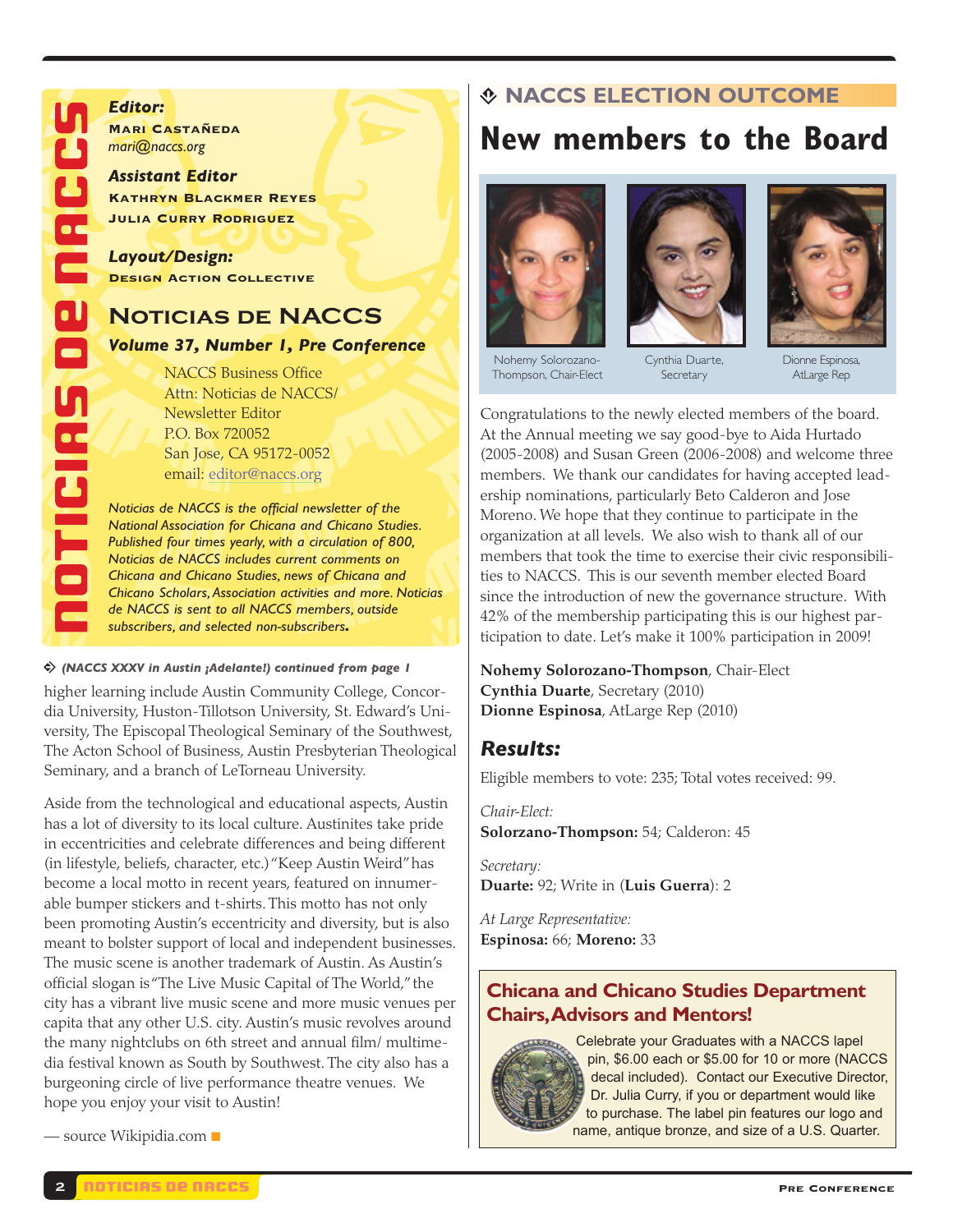**Editor:**
MARI CASTAÑEDA
*mari@naccs.org*

**Assistant Editor**
KATHRYN BLACKMER REYES
JULIA CURRY RODRIGUEZ

**Layout/Design:**
DESIGN ACTION COLLECTIVE

## NOTICIAS DE NACCS

***Volume 37, Number 1, Pre Conference***

NACCS Business Office
Attn: Noticias de NACCS/
Newsletter Editor
P.O. Box 720052
San Jose, CA 95172-0052
email: editor@naccs.org

*Noticias de NACCS is the official newsletter of the National Association for Chicana and Chicano Studies. Published four times yearly, with a circulation of 800, Noticias de NACCS includes current comments on Chicana and Chicano Studies, news of Chicana and Chicano Scholars, Association activities and more. Noticias de NACCS is sent to all NACCS members, outside subscribers, and selected non-subscribers.*

***(NACCS XXXV in Austin ¡Adelante!) continued from page 1***

higher learning include Austin Community College, Concordia University, Huston-Tillotson University, St. Edward's University, The Episcopal Theological Seminary of the Southwest, The Acton School of Business, Austin Presbyterian Theological Seminary, and a branch of LeTorneau University.

Aside from the technological and educational aspects, Austin has a lot of diversity to its local culture. Austinites take pride in eccentricities and celebrate differences and being different (in lifestyle, beliefs, character, etc.) "Keep Austin Weird" has become a local motto in recent years, featured on innumerable bumper stickers and t-shirts. This motto has not only been promoting Austin's eccentricity and diversity, but is also meant to bolster support of local and independent businesses. The music scene is another trademark of Austin. As Austin's official slogan is "The Live Music Capital of The World," the city has a vibrant live music scene and more music venues per capita that any other U.S. city. Austin's music revolves around the many nightclubs on 6th street and annual film/ multimedia festival known as South by Southwest. The city also has a burgeoning circle of live performance theatre venues. We hope you enjoy your visit to Austin!

— source Wikipidia.com

## NACCS ELECTION OUTCOME

# New members to the Board

Nohemy Solorozano-Thompson, Chair-Elect

Cynthia Duarte, Secretary

Dionne Espinosa, AtLarge Rep

Congratulations to the newly elected members of the board. At the Annual meeting we say good-bye to Aida Hurtado (2005-2008) and Susan Green (2006-2008) and welcome three members. We thank our candidates for having accepted leadership nominations, particularly Beto Calderon and Jose Moreno. We hope that they continue to participate in the organization at all levels. We also wish to thank all of our members that took the time to exercise their civic responsibilities to NACCS. This is our seventh member elected Board since the introduction of new the governance structure. With 42% of the membership participating this is our highest participation to date. Let's make it 100% participation in 2009!

**Nohemy Solorozano-Thompson**, Chair-Elect
**Cynthia Duarte**, Secretary (2010)
**Dionne Espinosa**, AtLarge Rep (2010)

### *Results:*

Eligible members to vote: 235; Total votes received: 99.

*Chair-Elect:*
**Solorzano-Thompson:** 54; Calderon: 45

*Secretary:*
**Duarte:** 92; Write in (**Luis Guerra**): 2

*At Large Representative:*
**Espinosa:** 66; **Moreno:** 33

### Chicana and Chicano Studies Department Chairs, Advisors and Mentors!

Celebrate your Graduates with a NACCS lapel pin, $6.00 each or $5.00 for 10 or more (NACCS decal included). Contact our Executive Director, Dr. Julia Curry, if you or department would like to purchase. The label pin features our logo and name, antique bronze, and size of a U.S. Quarter.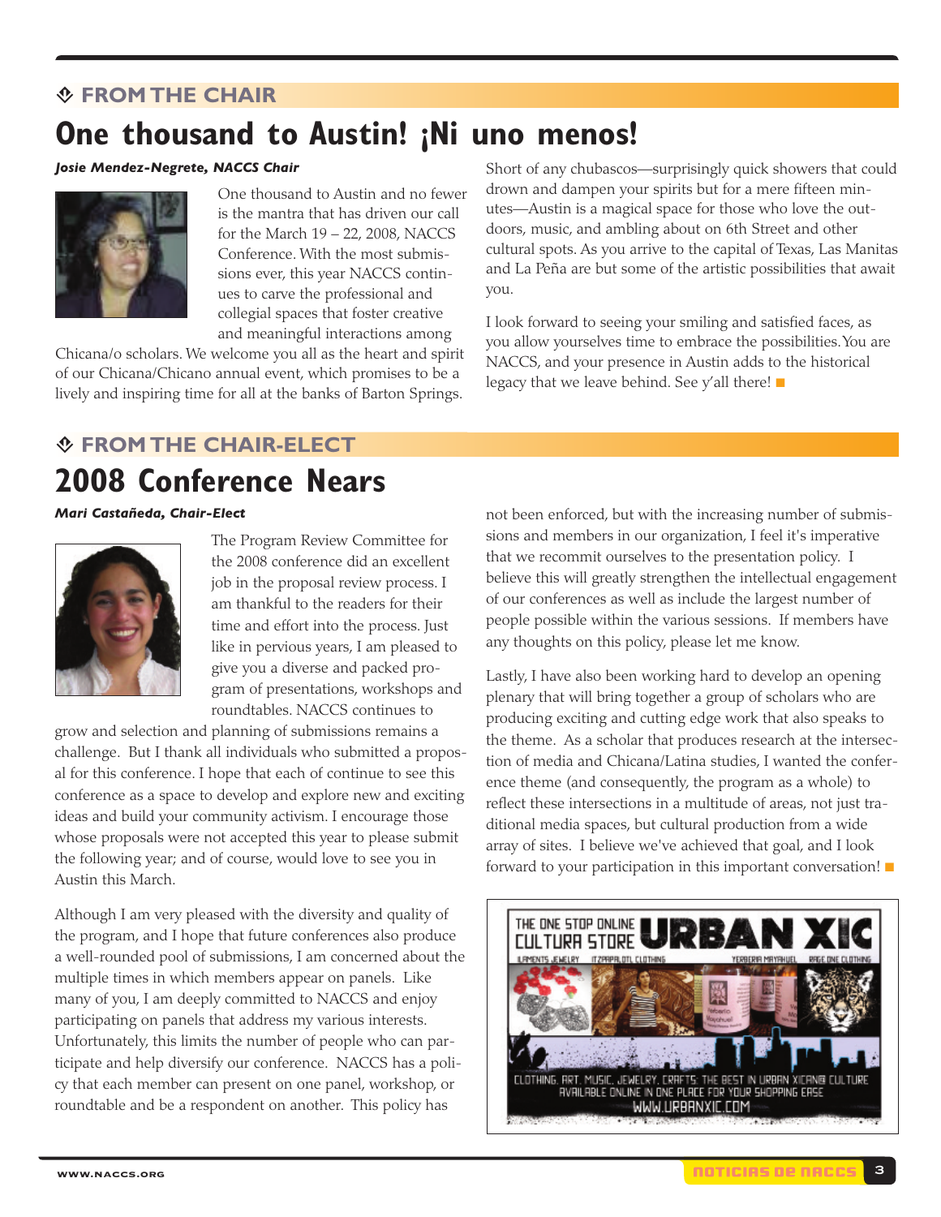## ⚜ FROM THE CHAIR

# One thousand to Austin! ¡Ni uno menos!

***Josie Mendez-Negrete, NACCS Chair***

One thousand to Austin and no fewer is the mantra that has driven our call for the March 19 – 22, 2008, NACCS Conference. With the most submissions ever, this year NACCS continues to carve the professional and collegial spaces that foster creative and meaningful interactions among Chicana/o scholars. We welcome you all as the heart and spirit of our Chicana/Chicano annual event, which promises to be a lively and inspiring time for all at the banks of Barton Springs.

Short of any chubascos—surprisingly quick showers that could drown and dampen your spirits but for a mere fifteen minutes—Austin is a magical space for those who love the outdoors, music, and ambling about on 6th Street and other cultural spots. As you arrive to the capital of Texas, Las Manitas and La Peña are but some of the artistic possibilities that await you.

I look forward to seeing your smiling and satisfied faces, as you allow yourselves time to embrace the possibilities. You are NACCS, and your presence in Austin adds to the historical legacy that we leave behind. See y'all there! ■

## ⚜ FROM THE CHAIR-ELECT

# 2008 Conference Nears

***Mari Castañeda, Chair-Elect***

The Program Review Committee for the 2008 conference did an excellent job in the proposal review process. I am thankful to the readers for their time and effort into the process. Just like in pervious years, I am pleased to give you a diverse and packed program of presentations, workshops and roundtables. NACCS continues to grow and selection and planning of submissions remains a challenge. But I thank all individuals who submitted a proposal for this conference. I hope that each of continue to see this conference as a space to develop and explore new and exciting ideas and build your community activism. I encourage those whose proposals were not accepted this year to please submit the following year; and of course, would love to see you in Austin this March.

Although I am very pleased with the diversity and quality of the program, and I hope that future conferences also produce a well-rounded pool of submissions, I am concerned about the multiple times in which members appear on panels. Like many of you, I am deeply committed to NACCS and enjoy participating on panels that address my various interests. Unfortunately, this limits the number of people who can participate and help diversify our conference. NACCS has a policy that each member can present on one panel, workshop, or roundtable and be a respondent on another. This policy has not been enforced, but with the increasing number of submissions and members in our organization, I feel it's imperative that we recommit ourselves to the presentation policy. I believe this will greatly strengthen the intellectual engagement of our conferences as well as include the largest number of people possible within the various sessions. If members have any thoughts on this policy, please let me know.

Lastly, I have also been working hard to develop an opening plenary that will bring together a group of scholars who are producing exciting and cutting edge work that also speaks to the theme. As a scholar that produces research at the intersection of media and Chicana/Latina studies, I wanted the conference theme (and consequently, the program as a whole) to reflect these intersections in a multitude of areas, not just traditional media spaces, but cultural production from a wide array of sites. I believe we've achieved that goal, and I look forward to your participation in this important conversation! ■

THE ONE STOP ONLINE CULTURA STORE URBAN XIC

CLAMENTS JEWELRY · ITZPAPALOTL CLOTHING · YERBERIA MAYAHUEL · RAGE ONE CLOTHING

CLOTHING. ART. MUSIC. JEWELRY. CRAFTS. THE BEST IN URBAN XICAN@ CULTURE AVAILABLE ONLINE IN ONE PLACE FOR YOUR SHOPPING EASE

WWW.URBANXIC.COM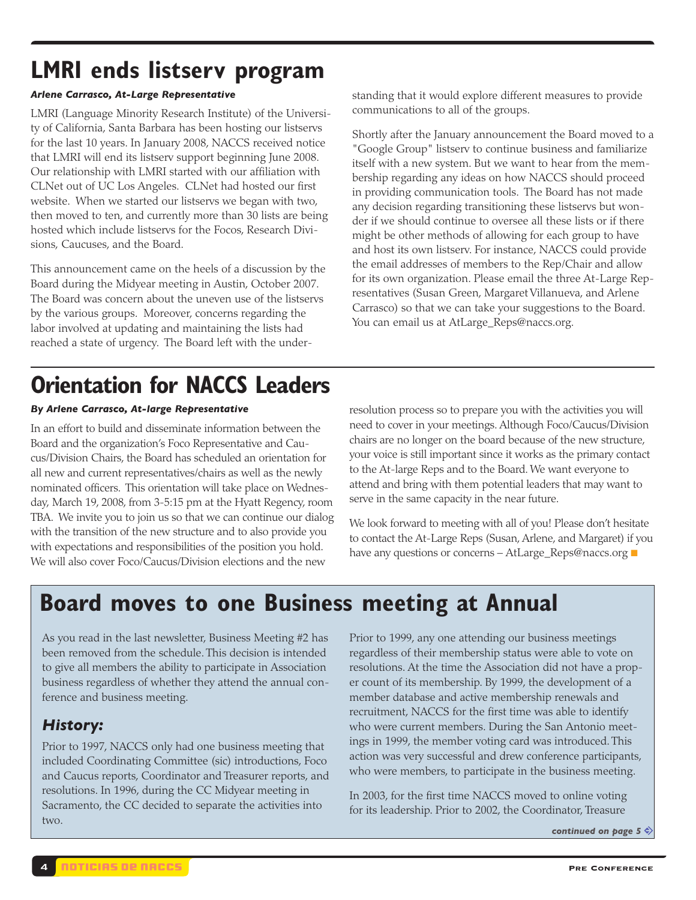## LMRI ends listserv program

***Arlene Carrasco, At-Large Representative***

LMRI (Language Minority Research Institute) of the University of California, Santa Barbara has been hosting our listservs for the last 10 years. In January 2008, NACCS received notice that LMRI will end its listserv support beginning June 2008. Our relationship with LMRI started with our affiliation with CLNet out of UC Los Angeles. CLNet had hosted our first website. When we started our listservs we began with two, then moved to ten, and currently more than 30 lists are being hosted which include listservs for the Focos, Research Divisions, Caucuses, and the Board.

This announcement came on the heels of a discussion by the Board during the Midyear meeting in Austin, October 2007. The Board was concern about the uneven use of the listservs by the various groups. Moreover, concerns regarding the labor involved at updating and maintaining the lists had reached a state of urgency. The Board left with the understanding that it would explore different measures to provide communications to all of the groups.

Shortly after the January announcement the Board moved to a "Google Group" listserv to continue business and familiarize itself with a new system. But we want to hear from the membership regarding any ideas on how NACCS should proceed in providing communication tools. The Board has not made any decision regarding transitioning these listservs but wonder if we should continue to oversee all these lists or if there might be other methods of allowing for each group to have and host its own listserv. For instance, NACCS could provide the email addresses of members to the Rep/Chair and allow for its own organization. Please email the three At-Large Representatives (Susan Green, Margaret Villanueva, and Arlene Carrasco) so that we can take your suggestions to the Board. You can email us at AtLarge_Reps@naccs.org.

## Orientation for NACCS Leaders

***By Arlene Carrasco, At-large Representative***

In an effort to build and disseminate information between the Board and the organization's Foco Representative and Caucus/Division Chairs, the Board has scheduled an orientation for all new and current representatives/chairs as well as the newly nominated officers. This orientation will take place on Wednesday, March 19, 2008, from 3-5:15 pm at the Hyatt Regency, room TBA. We invite you to join us so that we can continue our dialog with the transition of the new structure and to also provide you with expectations and responsibilities of the position you hold. We will also cover Foco/Caucus/Division elections and the new resolution process so to prepare you with the activities you will need to cover in your meetings. Although Foco/Caucus/Division chairs are no longer on the board because of the new structure, your voice is still important since it works as the primary contact to the At-large Reps and to the Board. We want everyone to attend and bring with them potential leaders that may want to serve in the same capacity in the near future.

We look forward to meeting with all of you! Please don't hesitate to contact the At-Large Reps (Susan, Arlene, and Margaret) if you have any questions or concerns – AtLarge_Reps@naccs.org ■

## Board moves to one Business meeting at Annual

As you read in the last newsletter, Business Meeting #2 has been removed from the schedule. This decision is intended to give all members the ability to participate in Association business regardless of whether they attend the annual conference and business meeting.

### *History:*

Prior to 1997, NACCS only had one business meeting that included Coordinating Committee (sic) introductions, Foco and Caucus reports, Coordinator and Treasurer reports, and resolutions. In 1996, during the CC Midyear meeting in Sacramento, the CC decided to separate the activities into two.

Prior to 1999, any one attending our business meetings regardless of their membership status were able to vote on resolutions. At the time the Association did not have a proper count of its membership. By 1999, the development of a member database and active membership renewals and recruitment, NACCS for the first time was able to identify who were current members. During the San Antonio meetings in 1999, the member voting card was introduced. This action was very successful and drew conference participants, who were members, to participate in the business meeting.

In 2003, for the first time NACCS moved to online voting for its leadership. Prior to 2002, the Coordinator, Treasure

*continued on page 5*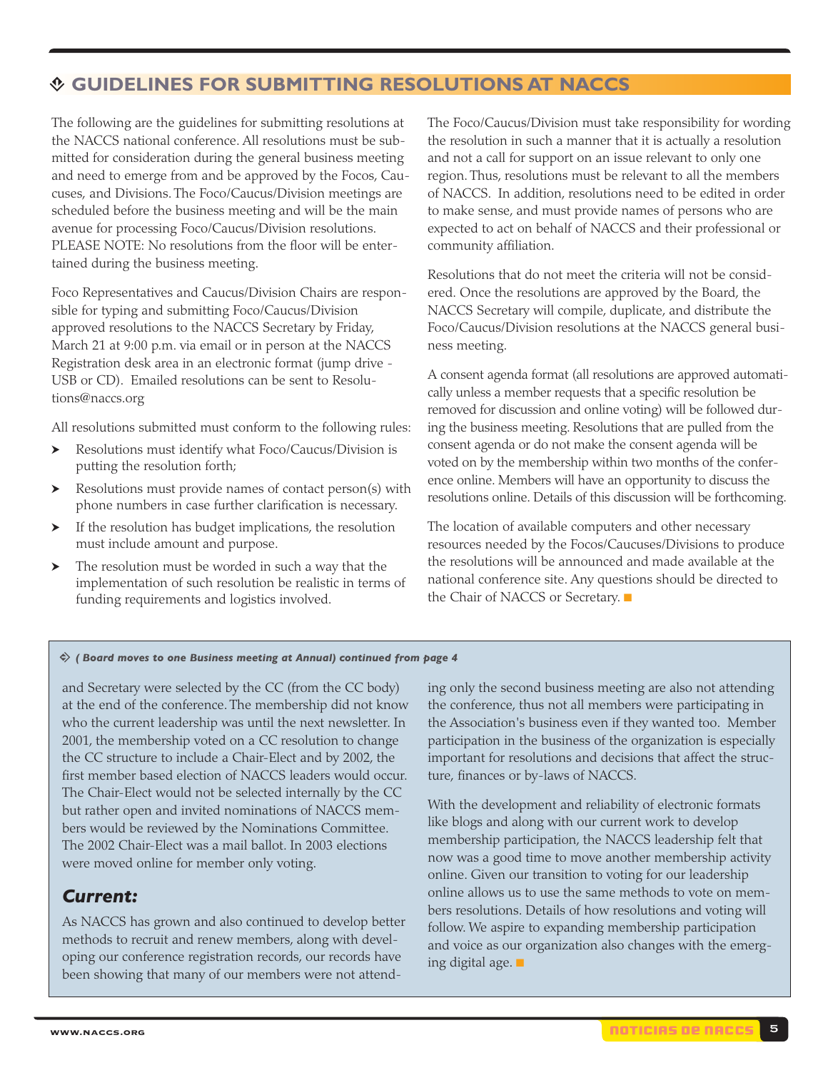## GUIDELINES FOR SUBMITTING RESOLUTIONS AT NACCS

The following are the guidelines for submitting resolutions at the NACCS national conference. All resolutions must be submitted for consideration during the general business meeting and need to emerge from and be approved by the Focos, Caucuses, and Divisions. The Foco/Caucus/Division meetings are scheduled before the business meeting and will be the main avenue for processing Foco/Caucus/Division resolutions. PLEASE NOTE: No resolutions from the floor will be entertained during the business meeting.

Foco Representatives and Caucus/Division Chairs are responsible for typing and submitting Foco/Caucus/Division approved resolutions to the NACCS Secretary by Friday, March 21 at 9:00 p.m. via email or in person at the NACCS Registration desk area in an electronic format (jump drive - USB or CD). Emailed resolutions can be sent to Resolutions@naccs.org

All resolutions submitted must conform to the following rules:

- Resolutions must identify what Foco/Caucus/Division is putting the resolution forth;
- Resolutions must provide names of contact person(s) with phone numbers in case further clarification is necessary.
- If the resolution has budget implications, the resolution must include amount and purpose.
- The resolution must be worded in such a way that the implementation of such resolution be realistic in terms of funding requirements and logistics involved.

The Foco/Caucus/Division must take responsibility for wording the resolution in such a manner that it is actually a resolution and not a call for support on an issue relevant to only one region. Thus, resolutions must be relevant to all the members of NACCS. In addition, resolutions need to be edited in order to make sense, and must provide names of persons who are expected to act on behalf of NACCS and their professional or community affiliation.

Resolutions that do not meet the criteria will not be considered. Once the resolutions are approved by the Board, the NACCS Secretary will compile, duplicate, and distribute the Foco/Caucus/Division resolutions at the NACCS general business meeting.

A consent agenda format (all resolutions are approved automatically unless a member requests that a specific resolution be removed for discussion and online voting) will be followed during the business meeting. Resolutions that are pulled from the consent agenda or do not make the consent agenda will be voted on by the membership within two months of the conference online. Members will have an opportunity to discuss the resolutions online. Details of this discussion will be forthcoming.

The location of available computers and other necessary resources needed by the Focos/Caucuses/Divisions to produce the resolutions will be announced and made available at the national conference site. Any questions should be directed to the Chair of NACCS or Secretary. ■

***( Board moves to one Business meeting at Annual) continued from page 4***

and Secretary were selected by the CC (from the CC body) at the end of the conference. The membership did not know who the current leadership was until the next newsletter. In 2001, the membership voted on a CC resolution to change the CC structure to include a Chair-Elect and by 2002, the first member based election of NACCS leaders would occur. The Chair-Elect would not be selected internally by the CC but rather open and invited nominations of NACCS members would be reviewed by the Nominations Committee. The 2002 Chair-Elect was a mail ballot. In 2003 elections were moved online for member only voting.

### *Current:*

As NACCS has grown and also continued to develop better methods to recruit and renew members, along with developing our conference registration records, our records have been showing that many of our members were not attending only the second business meeting are also not attending the conference, thus not all members were participating in the Association's business even if they wanted too. Member participation in the business of the organization is especially important for resolutions and decisions that affect the structure, finances or by-laws of NACCS.

With the development and reliability of electronic formats like blogs and along with our current work to develop membership participation, the NACCS leadership felt that now was a good time to move another membership activity online. Given our transition to voting for our leadership online allows us to use the same methods to vote on members resolutions. Details of how resolutions and voting will follow. We aspire to expanding membership participation and voice as our organization also changes with the emerging digital age. ■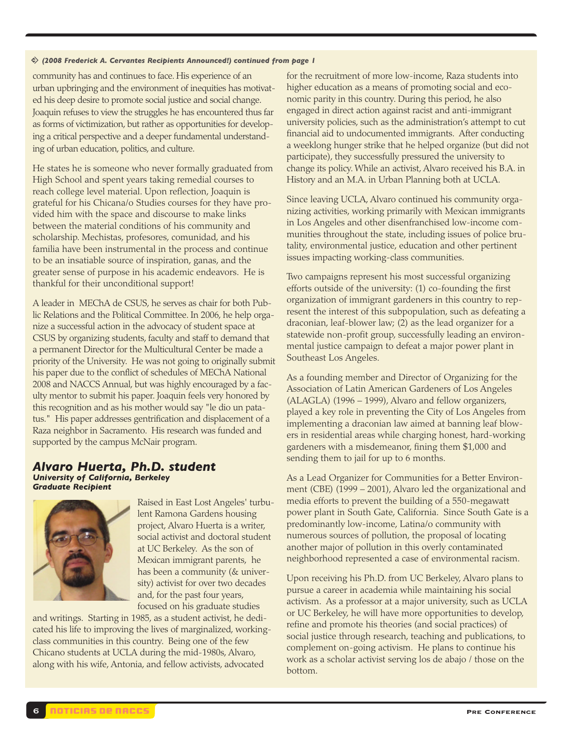*(2008 Frederick A. Cervantes Recipients Announced!) continued from page 1*

community has and continues to face. His experience of an urban upbringing and the environment of inequities has motivated his deep desire to promote social justice and social change. Joaquin refuses to view the struggles he has encountered thus far as forms of victimization, but rather as opportunities for developing a critical perspective and a deeper fundamental understanding of urban education, politics, and culture.

He states he is someone who never formally graduated from High School and spent years taking remedial courses to reach college level material. Upon reflection, Joaquin is grateful for his Chicana/o Studies courses for they have provided him with the space and discourse to make links between the material conditions of his community and scholarship. Mechistas, profesores, comunidad, and his familia have been instrumental in the process and continue to be an insatiable source of inspiration, ganas, and the greater sense of purpose in his academic endeavors. He is thankful for their unconditional support!

A leader in MEChA de CSUS, he serves as chair for both Public Relations and the Political Committee. In 2006, he help organize a successful action in the advocacy of student space at CSUS by organizing students, faculty and staff to demand that a permanent Director for the Multicultural Center be made a priority of the University. He was not going to originally submit his paper due to the conflict of schedules of MEChA National 2008 and NACCS Annual, but was highly encouraged by a faculty mentor to submit his paper. Joaquin feels very honored by this recognition and as his mother would say "le dio un patatus." His paper addresses gentrification and displacement of a Raza neighbor in Sacramento. His research was funded and supported by the campus McNair program.

## Alvaro Huerta, Ph.D. student

***University of California, Berkeley***
***Graduate Recipient***

Raised in East Lost Angeles' turbulent Ramona Gardens housing project, Alvaro Huerta is a writer, social activist and doctoral student at UC Berkeley. As the son of Mexican immigrant parents, he has been a community (& university) activist for over two decades and, for the past four years, focused on his graduate studies and writings. Starting in 1985, as a student activist, he dedicated his life to improving the lives of marginalized, working-class communities in this country. Being one of the few Chicano students at UCLA during the mid-1980s, Alvaro, along with his wife, Antonia, and fellow activists, advocated for the recruitment of more low-income, Raza students into higher education as a means of promoting social and economic parity in this country. During this period, he also engaged in direct action against racist and anti-immigrant university policies, such as the administration's attempt to cut financial aid to undocumented immigrants. After conducting a weeklong hunger strike that he helped organize (but did not participate), they successfully pressured the university to change its policy. While an activist, Alvaro received his B.A. in History and an M.A. in Urban Planning both at UCLA.

Since leaving UCLA, Alvaro continued his community organizing activities, working primarily with Mexican immigrants in Los Angeles and other disenfranchised low-income communities throughout the state, including issues of police brutality, environmental justice, education and other pertinent issues impacting working-class communities.

Two campaigns represent his most successful organizing efforts outside of the university: (1) co-founding the first organization of immigrant gardeners in this country to represent the interest of this subpopulation, such as defeating a draconian, leaf-blower law; (2) as the lead organizer for a statewide non-profit group, successfully leading an environmental justice campaign to defeat a major power plant in Southeast Los Angeles.

As a founding member and Director of Organizing for the Association of Latin American Gardeners of Los Angeles (ALAGLA) (1996 – 1999), Alvaro and fellow organizers, played a key role in preventing the City of Los Angeles from implementing a draconian law aimed at banning leaf blowers in residential areas while charging honest, hard-working gardeners with a misdemeanor, fining them $1,000 and sending them to jail for up to 6 months.

As a Lead Organizer for Communities for a Better Environment (CBE) (1999 – 2001), Alvaro led the organizational and media efforts to prevent the building of a 550-megawatt power plant in South Gate, California. Since South Gate is a predominantly low-income, Latina/o community with numerous sources of pollution, the proposal of locating another major of pollution in this overly contaminated neighborhood represented a case of environmental racism.

Upon receiving his Ph.D. from UC Berkeley, Alvaro plans to pursue a career in academia while maintaining his social activism. As a professor at a major university, such as UCLA or UC Berkeley, he will have more opportunities to develop, refine and promote his theories (and social practices) of social justice through research, teaching and publications, to complement on-going activism. He plans to continue his work as a scholar activist serving los de abajo / those on the bottom.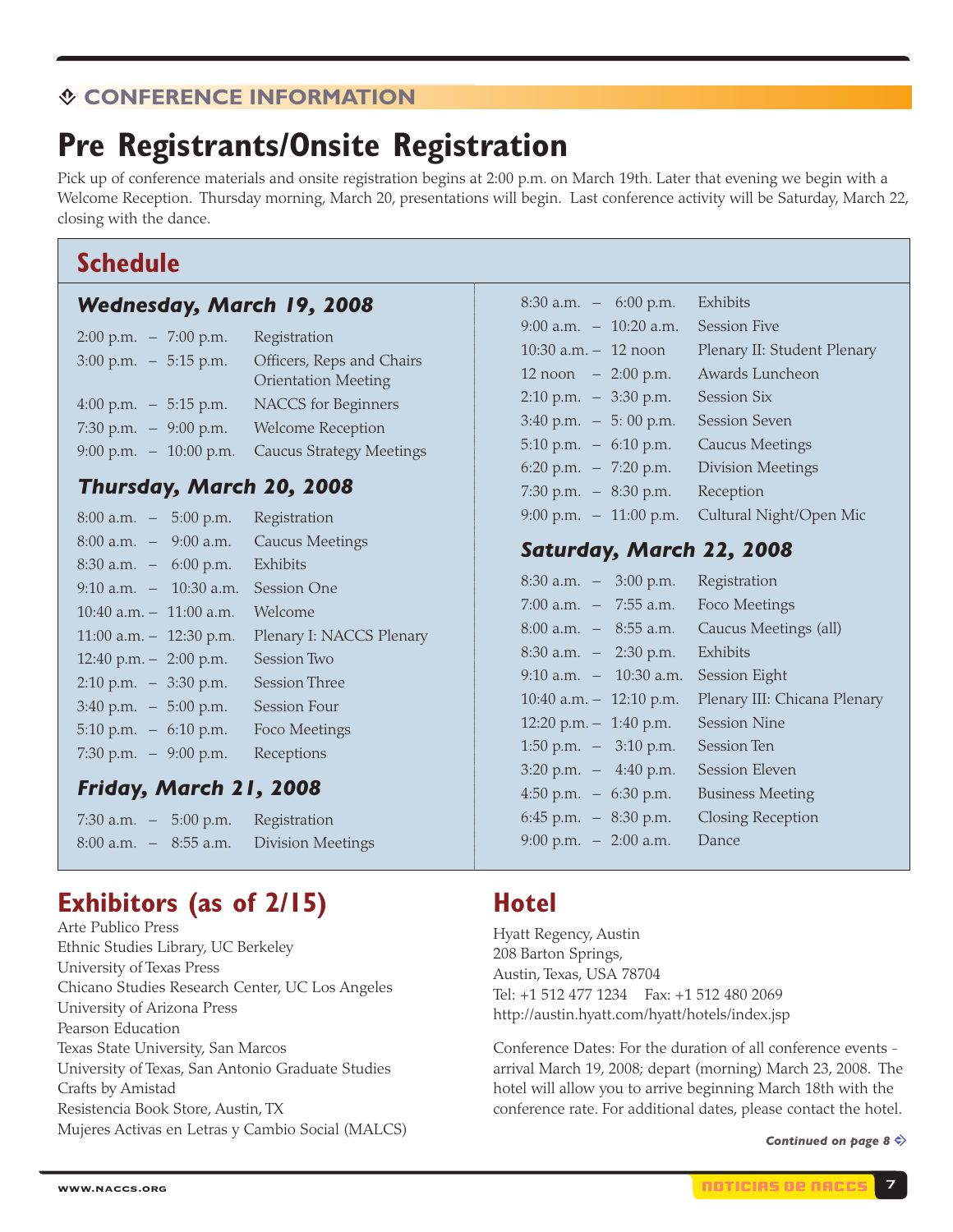## CONFERENCE INFORMATION

# Pre Registrants/Onsite Registration

Pick up of conference materials and onsite registration begins at 2:00 p.m. on March 19th. Later that evening we begin with a Welcome Reception. Thursday morning, March 20, presentations will begin. Last conference activity will be Saturday, March 22, closing with the dance.

## Schedule

### *Wednesday, March 19, 2008*

| | |
|---|---|
| 2:00 p.m. – 7:00 p.m. | Registration |
| 3:00 p.m. – 5:15 p.m. | Officers, Reps and Chairs Orientation Meeting |
| 4:00 p.m. – 5:15 p.m. | NACCS for Beginners |
| 7:30 p.m. – 9:00 p.m. | Welcome Reception |
| 9:00 p.m. – 10:00 p.m. | Caucus Strategy Meetings |

### *Thursday, March 20, 2008*

| | |
|---|---|
| 8:00 a.m. – 5:00 p.m. | Registration |
| 8:00 a.m. – 9:00 a.m. | Caucus Meetings |
| 8:30 a.m. – 6:00 p.m. | Exhibits |
| 9:10 a.m. – 10:30 a.m. | Session One |
| 10:40 a.m. – 11:00 a.m. | Welcome |
| 11:00 a.m. – 12:30 p.m. | Plenary I: NACCS Plenary |
| 12:40 p.m. – 2:00 p.m. | Session Two |
| 2:10 p.m. – 3:30 p.m. | Session Three |
| 3:40 p.m. – 5:00 p.m. | Session Four |
| 5:10 p.m. – 6:10 p.m. | Foco Meetings |
| 7:30 p.m. – 9:00 p.m. | Receptions |

### *Friday, March 21, 2008*

| | |
|---|---|
| 7:30 a.m. – 5:00 p.m. | Registration |
| 8:00 a.m. – 8:55 a.m. | Division Meetings |
| 8:30 a.m. – 6:00 p.m. | Exhibits |
| 9:00 a.m. – 10:20 a.m. | Session Five |
| 10:30 a.m. – 12 noon | Plenary II: Student Plenary |
| 12 noon – 2:00 p.m. | Awards Luncheon |
| 2:10 p.m. – 3:30 p.m. | Session Six |
| 3:40 p.m. – 5: 00 p.m. | Session Seven |
| 5:10 p.m. – 6:10 p.m. | Caucus Meetings |
| 6:20 p.m. – 7:20 p.m. | Division Meetings |
| 7:30 p.m. – 8:30 p.m. | Reception |
| 9:00 p.m. – 11:00 p.m. | Cultural Night/Open Mic |

### *Saturday, March 22, 2008*

| | |
|---|---|
| 8:30 a.m. – 3:00 p.m. | Registration |
| 7:00 a.m. – 7:55 a.m. | Foco Meetings |
| 8:00 a.m. – 8:55 a.m. | Caucus Meetings (all) |
| 8:30 a.m. – 2:30 p.m. | Exhibits |
| 9:10 a.m. – 10:30 a.m. | Session Eight |
| 10:40 a.m. – 12:10 p.m. | Plenary III: Chicana Plenary |
| 12:20 p.m. – 1:40 p.m. | Session Nine |
| 1:50 p.m. – 3:10 p.m. | Session Ten |
| 3:20 p.m. – 4:40 p.m. | Session Eleven |
| 4:50 p.m. – 6:30 p.m. | Business Meeting |
| 6:45 p.m. – 8:30 p.m. | Closing Reception |
| 9:00 p.m. – 2:00 a.m. | Dance |

## Exhibitors (as of 2/15)

Arte Publico Press
Ethnic Studies Library, UC Berkeley
University of Texas Press
Chicano Studies Research Center, UC Los Angeles
University of Arizona Press
Pearson Education
Texas State University, San Marcos
University of Texas, San Antonio Graduate Studies
Crafts by Amistad
Resistencia Book Store, Austin, TX
Mujeres Activas en Letras y Cambio Social (MALCS)

## Hotel

Hyatt Regency, Austin
208 Barton Springs,
Austin, Texas, USA 78704
Tel: +1 512 477 1234 Fax: +1 512 480 2069
http://austin.hyatt.com/hyatt/hotels/index.jsp

Conference Dates: For the duration of all conference events - arrival March 19, 2008; depart (morning) March 23, 2008. The hotel will allow you to arrive beginning March 18th with the conference rate. For additional dates, please contact the hotel.

*Continued on page 8*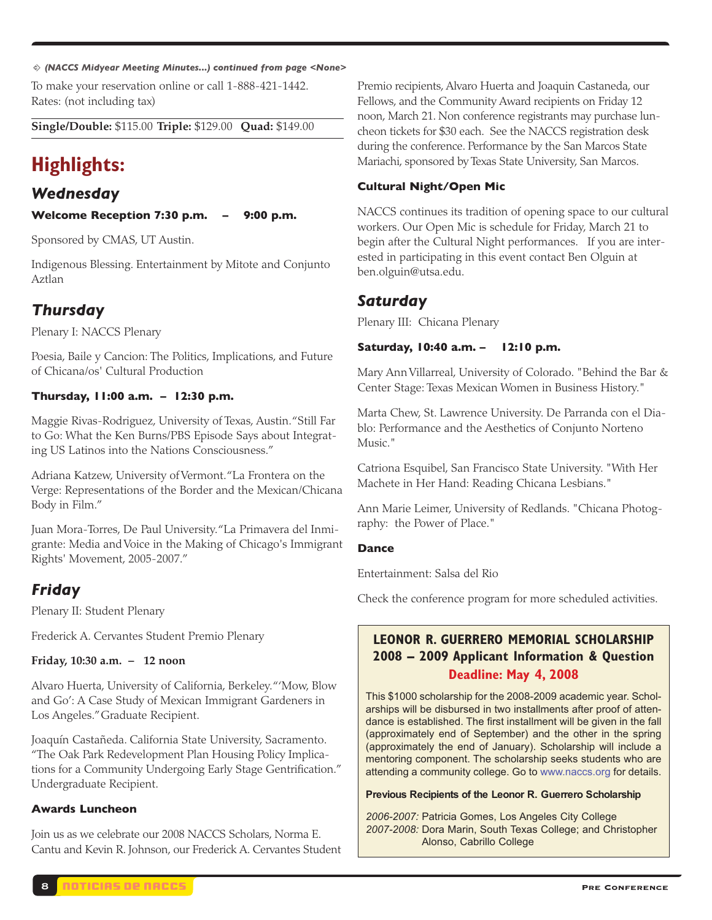*(NACCS Midyear Meeting Minutes...) continued from page <None>*

To make your reservation online or call 1-888-421-1442.
Rates: (not including tax)

**Single/Double:** $115.00 **Triple:** $129.00 **Quad:** $149.00

# Highlights:

## *Wednesday*

**Welcome Reception 7:30 p.m. – 9:00 p.m.**

Sponsored by CMAS, UT Austin.

Indigenous Blessing. Entertainment by Mitote and Conjunto Aztlan

## *Thursday*

Plenary I: NACCS Plenary

Poesia, Baile y Cancion: The Politics, Implications, and Future of Chicana/os' Cultural Production

**Thursday, 11:00 a.m. – 12:30 p.m.**

Maggie Rivas-Rodriguez, University of Texas, Austin. "Still Far to Go: What the Ken Burns/PBS Episode Says about Integrating US Latinos into the Nations Consciousness."

Adriana Katzew, University of Vermont. "La Frontera on the Verge: Representations of the Border and the Mexican/Chicana Body in Film."

Juan Mora-Torres, De Paul University. "La Primavera del Inmigrante: Media and Voice in the Making of Chicago's Immigrant Rights' Movement, 2005-2007."

## *Friday*

Plenary II: Student Plenary

Frederick A. Cervantes Student Premio Plenary

**Friday, 10:30 a.m. – 12 noon**

Alvaro Huerta, University of California, Berkeley. "'Mow, Blow and Go': A Case Study of Mexican Immigrant Gardeners in Los Angeles." Graduate Recipient.

Joaquín Castañeda. California State University, Sacramento. "The Oak Park Redevelopment Plan Housing Policy Implications for a Community Undergoing Early Stage Gentrification." Undergraduate Recipient.

**Awards Luncheon**

Join us as we celebrate our 2008 NACCS Scholars, Norma E. Cantu and Kevin R. Johnson, our Frederick A. Cervantes Student Premio recipients, Alvaro Huerta and Joaquin Castaneda, our Fellows, and the Community Award recipients on Friday 12 noon, March 21. Non conference registrants may purchase luncheon tickets for $30 each. See the NACCS registration desk during the conference. Performance by the San Marcos State Mariachi, sponsored by Texas State University, San Marcos.

**Cultural Night/Open Mic**

NACCS continues its tradition of opening space to our cultural workers. Our Open Mic is schedule for Friday, March 21 to begin after the Cultural Night performances. If you are interested in participating in this event contact Ben Olguin at ben.olguin@utsa.edu.

## *Saturday*

Plenary III: Chicana Plenary

**Saturday, 10:40 a.m. – 12:10 p.m.**

Mary Ann Villarreal, University of Colorado. "Behind the Bar & Center Stage: Texas Mexican Women in Business History."

Marta Chew, St. Lawrence University. De Parranda con el Diablo: Performance and the Aesthetics of Conjunto Norteno Music."

Catriona Esquibel, San Francisco State University. "With Her Machete in Her Hand: Reading Chicana Lesbians."

Ann Marie Leimer, University of Redlands. "Chicana Photography: the Power of Place."

**Dance**

Entertainment: Salsa del Rio

Check the conference program for more scheduled activities.

### LEONOR R. GUERRERO MEMORIAL SCHOLARSHIP 2008 – 2009 Applicant Information & Question

**Deadline: May 4, 2008**

This $1000 scholarship for the 2008-2009 academic year. Scholarships will be disbursed in two installments after proof of attendance is established. The first installment will be given in the fall (approximately end of September) and the other in the spring (approximately the end of January). Scholarship will include a mentoring component. The scholarship seeks students who are attending a community college. Go to www.naccs.org for details.

**Previous Recipients of the Leonor R. Guerrero Scholarship**

*2006-2007:* Patricia Gomes, Los Angeles City College
*2007-2008:* Dora Marin, South Texas College; and Christopher Alonso, Cabrillo College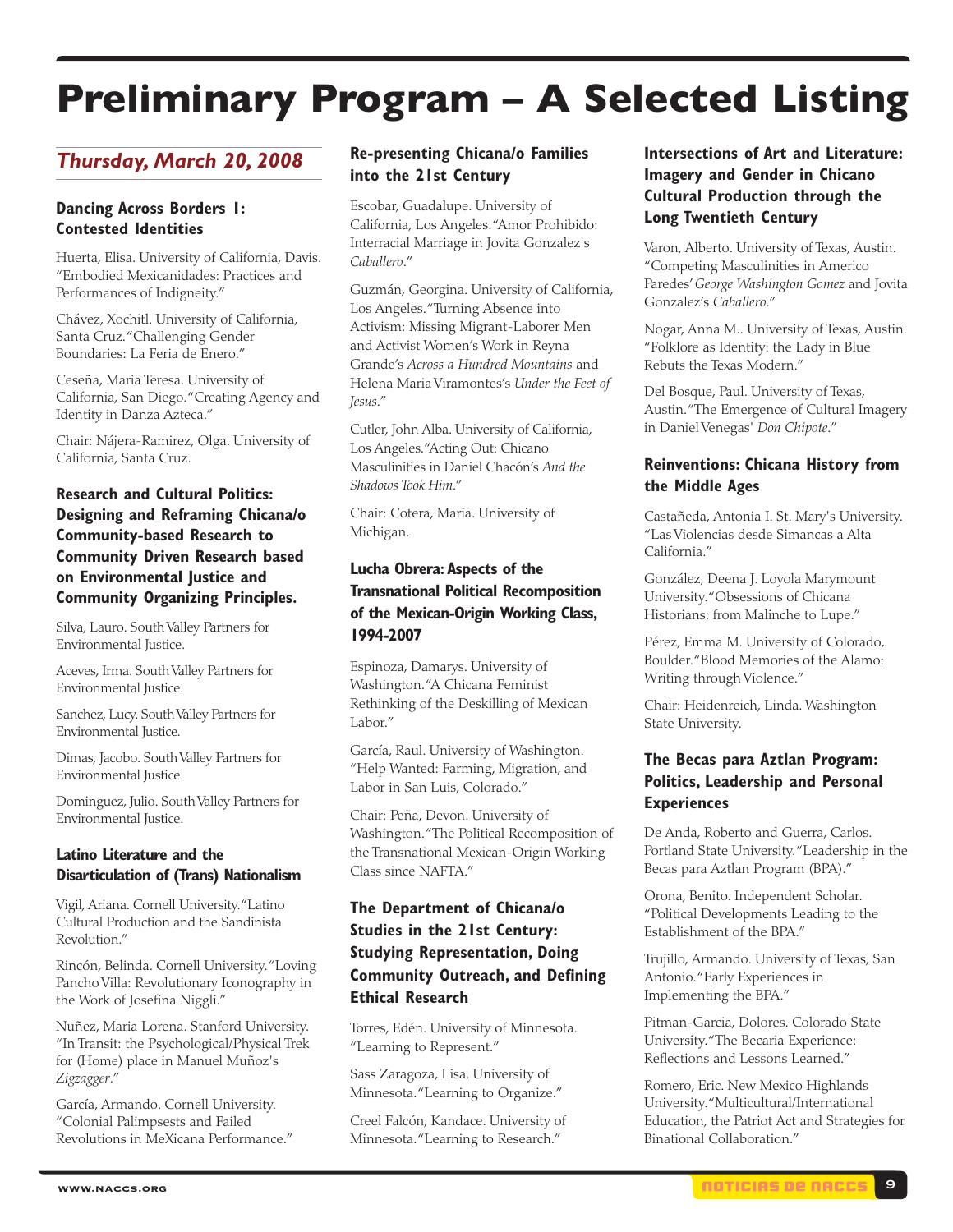# Preliminary Program – A Selected Listing

## *Thursday, March 20, 2008*

### Dancing Across Borders I: Contested Identities

Huerta, Elisa. University of California, Davis. "Embodied Mexicanidades: Practices and Performances of Indigneity."

Chávez, Xochitl. University of California, Santa Cruz. "Challenging Gender Boundaries: La Feria de Enero."

Ceseña, Maria Teresa. University of California, San Diego. "Creating Agency and Identity in Danza Azteca."

Chair: Nájera-Ramirez, Olga. University of California, Santa Cruz.

### Research and Cultural Politics: Designing and Reframing Chicana/o Community-based Research to Community Driven Research based on Environmental Justice and Community Organizing Principles.

Silva, Lauro. South Valley Partners for Environmental Justice.

Aceves, Irma. South Valley Partners for Environmental Justice.

Sanchez, Lucy. South Valley Partners for Environmental Justice.

Dimas, Jacobo. South Valley Partners for Environmental Justice.

Dominguez, Julio. South Valley Partners for Environmental Justice.

### Latino Literature and the Disarticulation of (Trans) Nationalism

Vigil, Ariana. Cornell University. "Latino Cultural Production and the Sandinista Revolution."

Rincón, Belinda. Cornell University. "Loving Pancho Villa: Revolutionary Iconography in the Work of Josefina Niggli."

Nuñez, Maria Lorena. Stanford University. "In Transit: the Psychological/Physical Trek for (Home) place in Manuel Muñoz's *Zigzagger*."

García, Armando. Cornell University. "Colonial Palimpsests and Failed Revolutions in MeXicana Performance."

### Re-presenting Chicana/o Families into the 21st Century

Escobar, Guadalupe. University of California, Los Angeles. "Amor Prohibido: Interracial Marriage in Jovita Gonzalez's *Caballero*."

Guzmán, Georgina. University of California, Los Angeles. "Turning Absence into Activism: Missing Migrant-Laborer Men and Activist Women's Work in Reyna Grande's *Across a Hundred Mountains* and Helena Maria Viramontes's *Under the Feet of Jesus*."

Cutler, John Alba. University of California, Los Angeles. "Acting Out: Chicano Masculinities in Daniel Chacón's *And the Shadows Took Him*."

Chair: Cotera, Maria. University of Michigan.

### Lucha Obrera: Aspects of the Transnational Political Recomposition of the Mexican-Origin Working Class, 1994-2007

Espinoza, Damarys. University of Washington. "A Chicana Feminist Rethinking of the Deskilling of Mexican Labor."

García, Raul. University of Washington. "Help Wanted: Farming, Migration, and Labor in San Luis, Colorado."

Chair: Peña, Devon. University of Washington. "The Political Recomposition of the Transnational Mexican-Origin Working Class since NAFTA."

### The Department of Chicana/o Studies in the 21st Century: Studying Representation, Doing Community Outreach, and Defining Ethical Research

Torres, Edén. University of Minnesota. "Learning to Represent."

Sass Zaragoza, Lisa. University of Minnesota. "Learning to Organize."

Creel Falcón, Kandace. University of Minnesota. "Learning to Research."

### Intersections of Art and Literature: Imagery and Gender in Chicano Cultural Production through the Long Twentieth Century

Varon, Alberto. University of Texas, Austin. "Competing Masculinities in Americo Paredes' *George Washington Gomez* and Jovita Gonzalez's *Caballero*."

Nogar, Anna M.. University of Texas, Austin. "Folklore as Identity: the Lady in Blue Rebuts the Texas Modern."

Del Bosque, Paul. University of Texas, Austin. "The Emergence of Cultural Imagery in Daniel Venegas' *Don Chipote*."

### Reinventions: Chicana History from the Middle Ages

Castañeda, Antonia I. St. Mary's University. "Las Violencias desde Simancas a Alta California."

González, Deena J. Loyola Marymount University. "Obsessions of Chicana Historians: from Malinche to Lupe."

Pérez, Emma M. University of Colorado, Boulder. "Blood Memories of the Alamo: Writing through Violence."

Chair: Heidenreich, Linda. Washington State University.

### The Becas para Aztlan Program: Politics, Leadership and Personal Experiences

De Anda, Roberto and Guerra, Carlos. Portland State University. "Leadership in the Becas para Aztlan Program (BPA)."

Orona, Benito. Independent Scholar. "Political Developments Leading to the Establishment of the BPA."

Trujillo, Armando. University of Texas, San Antonio. "Early Experiences in Implementing the BPA."

Pitman-Garcia, Dolores. Colorado State University. "The Becaria Experience: Reflections and Lessons Learned."

Romero, Eric. New Mexico Highlands University. "Multicultural/International Education, the Patriot Act and Strategies for Binational Collaboration."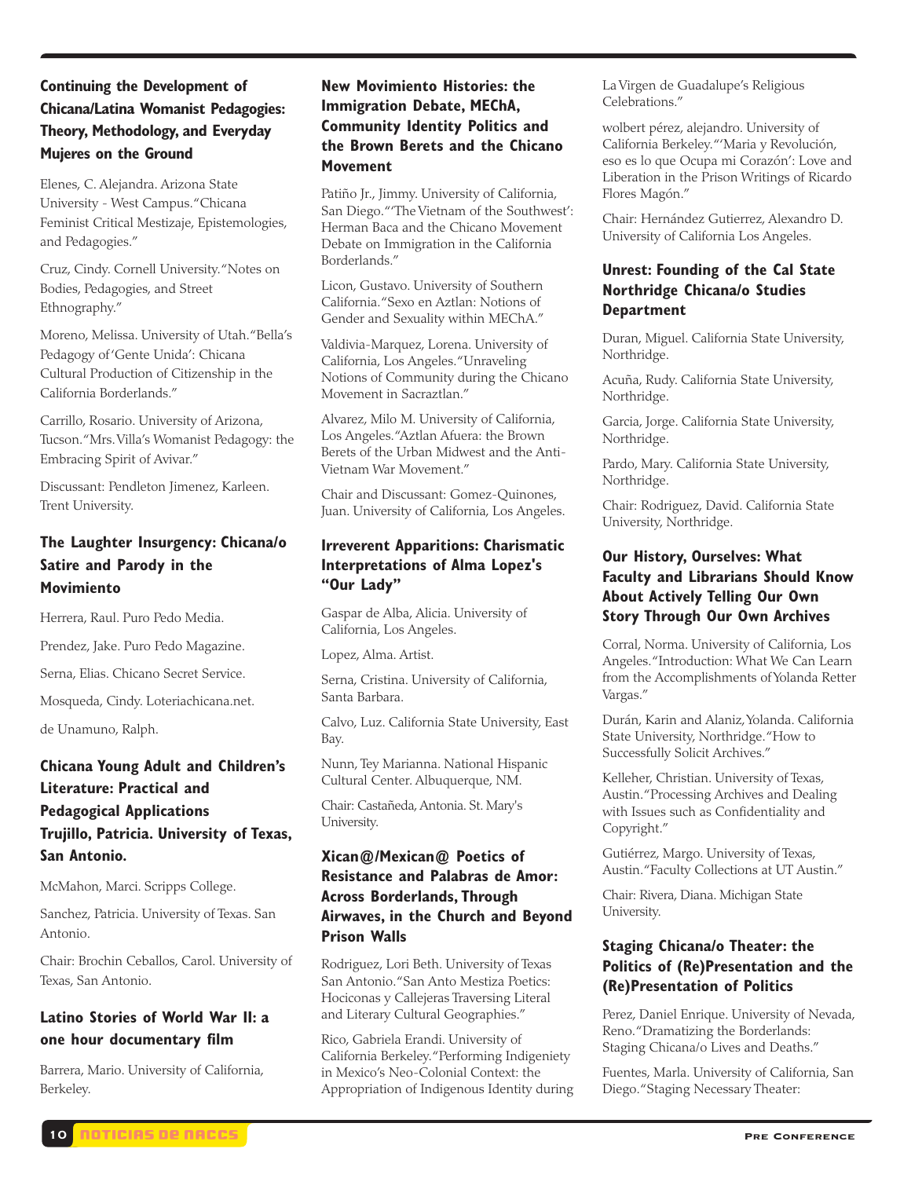### Continuing the Development of Chicana/Latina Womanist Pedagogies: Theory, Methodology, and Everyday Mujeres on the Ground

Elenes, C. Alejandra. Arizona State University - West Campus. "Chicana Feminist Critical Mestizaje, Epistemologies, and Pedagogies."

Cruz, Cindy. Cornell University. "Notes on Bodies, Pedagogies, and Street Ethnography."

Moreno, Melissa. University of Utah. "Bella's Pedagogy of 'Gente Unida': Chicana Cultural Production of Citizenship in the California Borderlands."

Carrillo, Rosario. University of Arizona, Tucson. "Mrs. Villa's Womanist Pedagogy: the Embracing Spirit of Avivar."

Discussant: Pendleton Jimenez, Karleen. Trent University.

### The Laughter Insurgency: Chicana/o Satire and Parody in the Movimiento

Herrera, Raul. Puro Pedo Media.

Prendez, Jake. Puro Pedo Magazine.

Serna, Elias. Chicano Secret Service.

Mosqueda, Cindy. Loteriachicana.net.

de Unamuno, Ralph.

### Chicana Young Adult and Children's Literature: Practical and Pedagogical Applications
### Trujillo, Patricia. University of Texas, San Antonio.

McMahon, Marci. Scripps College.

Sanchez, Patricia. University of Texas. San Antonio.

Chair: Brochin Ceballos, Carol. University of Texas, San Antonio.

### Latino Stories of World War II: a one hour documentary film

Barrera, Mario. University of California, Berkeley.

### New Movimiento Histories: the Immigration Debate, MEChA, Community Identity Politics and the Brown Berets and the Chicano Movement

Patiño Jr., Jimmy. University of California, San Diego. "'The Vietnam of the Southwest': Herman Baca and the Chicano Movement Debate on Immigration in the California Borderlands."

Licon, Gustavo. University of Southern California. "Sexo en Aztlan: Notions of Gender and Sexuality within MEChA."

Valdivia-Marquez, Lorena. University of California, Los Angeles. "Unraveling Notions of Community during the Chicano Movement in Sacraztlan."

Alvarez, Milo M. University of California, Los Angeles. "Aztlan Afuera: the Brown Berets of the Urban Midwest and the Anti-Vietnam War Movement."

Chair and Discussant: Gomez-Quinones, Juan. University of California, Los Angeles.

### Irreverent Apparitions: Charismatic Interpretations of Alma Lopez's "Our Lady"

Gaspar de Alba, Alicia. University of California, Los Angeles.

Lopez, Alma. Artist.

Serna, Cristina. University of California, Santa Barbara.

Calvo, Luz. California State University, East Bay.

Nunn, Tey Marianna. National Hispanic Cultural Center. Albuquerque, NM.

Chair: Castañeda, Antonia. St. Mary's University.

### Xican@/Mexican@ Poetics of Resistance and Palabras de Amor: Across Borderlands, Through Airwaves, in the Church and Beyond Prison Walls

Rodriguez, Lori Beth. University of Texas San Antonio. "San Anto Mestiza Poetics: Hociconas y Callejeras Traversing Literal and Literary Cultural Geographies."

Rico, Gabriela Erandi. University of California Berkeley. "Performing Indigeniety in Mexico's Neo-Colonial Context: the Appropriation of Indigenous Identity during La Virgen de Guadalupe's Religious Celebrations."

wolbert pérez, alejandro. University of California Berkeley. "'Maria y Revolución, eso es lo que Ocupa mi Corazón': Love and Liberation in the Prison Writings of Ricardo Flores Magón."

Chair: Hernández Gutierrez, Alexandro D. University of California Los Angeles.

### Unrest: Founding of the Cal State Northridge Chicana/o Studies Department

Duran, Miguel. California State University, Northridge.

Acuña, Rudy. California State University, Northridge.

Garcia, Jorge. California State University, Northridge.

Pardo, Mary. California State University, Northridge.

Chair: Rodriguez, David. California State University, Northridge.

### Our History, Ourselves: What Faculty and Librarians Should Know About Actively Telling Our Own Story Through Our Own Archives

Corral, Norma. University of California, Los Angeles. "Introduction: What We Can Learn from the Accomplishments of Yolanda Retter Vargas."

Durán, Karin and Alaniz, Yolanda. California State University, Northridge. "How to Successfully Solicit Archives."

Kelleher, Christian. University of Texas, Austin. "Processing Archives and Dealing with Issues such as Confidentiality and Copyright."

Gutiérrez, Margo. University of Texas, Austin. "Faculty Collections at UT Austin."

Chair: Rivera, Diana. Michigan State University.

### Staging Chicana/o Theater: the Politics of (Re)Presentation and the (Re)Presentation of Politics

Perez, Daniel Enrique. University of Nevada, Reno. "Dramatizing the Borderlands: Staging Chicana/o Lives and Deaths."

Fuentes, Marla. University of California, San Diego. "Staging Necessary Theater: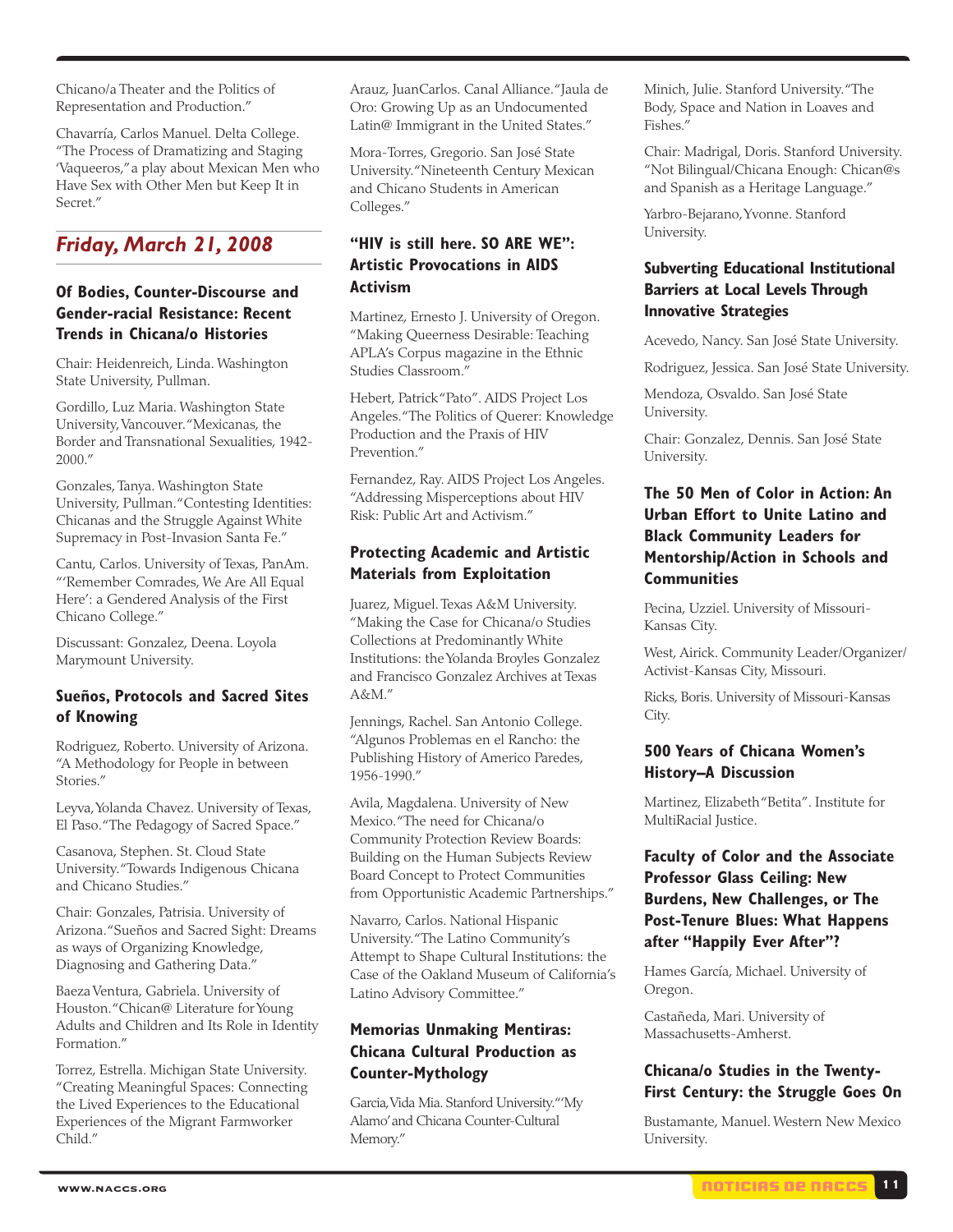Chicano/a Theater and the Politics of Representation and Production."

Chavarría, Carlos Manuel. Delta College. "The Process of Dramatizing and Staging 'Vaqueeros,' a play about Mexican Men who Have Sex with Other Men but Keep It in Secret."

## *Friday, March 21, 2008*

### Of Bodies, Counter-Discourse and Gender-racial Resistance: Recent Trends in Chicana/o Histories

Chair: Heidenreich, Linda. Washington State University, Pullman.

Gordillo, Luz Maria. Washington State University, Vancouver. "Mexicanas, the Border and Transnational Sexualities, 1942-2000."

Gonzales, Tanya. Washington State University, Pullman. "Contesting Identities: Chicanas and the Struggle Against White Supremacy in Post-Invasion Santa Fe."

Cantu, Carlos. University of Texas, PanAm. "'Remember Comrades, We Are All Equal Here': a Gendered Analysis of the First Chicano College."

Discussant: Gonzalez, Deena. Loyola Marymount University.

### Sueños, Protocols and Sacred Sites of Knowing

Rodriguez, Roberto. University of Arizona. "A Methodology for People in between Stories."

Leyva, Yolanda Chavez. University of Texas, El Paso. "The Pedagogy of Sacred Space."

Casanova, Stephen. St. Cloud State University. "Towards Indigenous Chicana and Chicano Studies."

Chair: Gonzales, Patrisia. University of Arizona. "Sueños and Sacred Sight: Dreams as ways of Organizing Knowledge, Diagnosing and Gathering Data."

Baeza Ventura, Gabriela. University of Houston. "Chican@ Literature for Young Adults and Children and Its Role in Identity Formation."

Torrez, Estrella. Michigan State University. "Creating Meaningful Spaces: Connecting the Lived Experiences to the Educational Experiences of the Migrant Farmworker Child."

Arauz, JuanCarlos. Canal Alliance. "Jaula de Oro: Growing Up as an Undocumented Latin@ Immigrant in the United States."

Mora-Torres, Gregorio. San José State University. "Nineteenth Century Mexican and Chicano Students in American Colleges."

### "HIV is still here. SO ARE WE": Artistic Provocations in AIDS Activism

Martinez, Ernesto J. University of Oregon. "Making Queerness Desirable: Teaching APLA's Corpus magazine in the Ethnic Studies Classroom."

Hebert, Patrick "Pato". AIDS Project Los Angeles. "The Politics of Querer: Knowledge Production and the Praxis of HIV Prevention."

Fernandez, Ray. AIDS Project Los Angeles. "Addressing Misperceptions about HIV Risk: Public Art and Activism."

### Protecting Academic and Artistic Materials from Exploitation

Juarez, Miguel. Texas A&M University. "Making the Case for Chicana/o Studies Collections at Predominantly White Institutions: the Yolanda Broyles Gonzalez and Francisco Gonzalez Archives at Texas A&M."

Jennings, Rachel. San Antonio College. "Algunos Problemas en el Rancho: the Publishing History of Americo Paredes, 1956-1990."

Avila, Magdalena. University of New Mexico. "The need for Chicana/o Community Protection Review Boards: Building on the Human Subjects Review Board Concept to Protect Communities from Opportunistic Academic Partnerships."

Navarro, Carlos. National Hispanic University. "The Latino Community's Attempt to Shape Cultural Institutions: the Case of the Oakland Museum of California's Latino Advisory Committee."

### Memorias Unmaking Mentiras: Chicana Cultural Production as Counter-Mythology

Garcia, Vida Mia. Stanford University. "'My Alamo' and Chicana Counter-Cultural Memory."

Minich, Julie. Stanford University. "The Body, Space and Nation in Loaves and Fishes."

Chair: Madrigal, Doris. Stanford University. "Not Bilingual/Chicana Enough: Chican@s and Spanish as a Heritage Language."

Yarbro-Bejarano, Yvonne. Stanford University.

### Subverting Educational Institutional Barriers at Local Levels Through Innovative Strategies

Acevedo, Nancy. San José State University.

Rodriguez, Jessica. San José State University.

Mendoza, Osvaldo. San José State University.

Chair: Gonzalez, Dennis. San José State University.

### The 50 Men of Color in Action: An Urban Effort to Unite Latino and Black Community Leaders for Mentorship/Action in Schools and Communities

Pecina, Uzziel. University of Missouri-Kansas City.

West, Airick. Community Leader/Organizer/Activist-Kansas City, Missouri.

Ricks, Boris. University of Missouri-Kansas City.

### 500 Years of Chicana Women's History–A Discussion

Martinez, Elizabeth "Betita". Institute for MultiRacial Justice.

### Faculty of Color and the Associate Professor Glass Ceiling: New Burdens, New Challenges, or The Post-Tenure Blues: What Happens after "Happily Ever After"?

Hames García, Michael. University of Oregon.

Castañeda, Mari. University of Massachusetts-Amherst.

### Chicana/o Studies in the Twenty-First Century: the Struggle Goes On

Bustamante, Manuel. Western New Mexico University.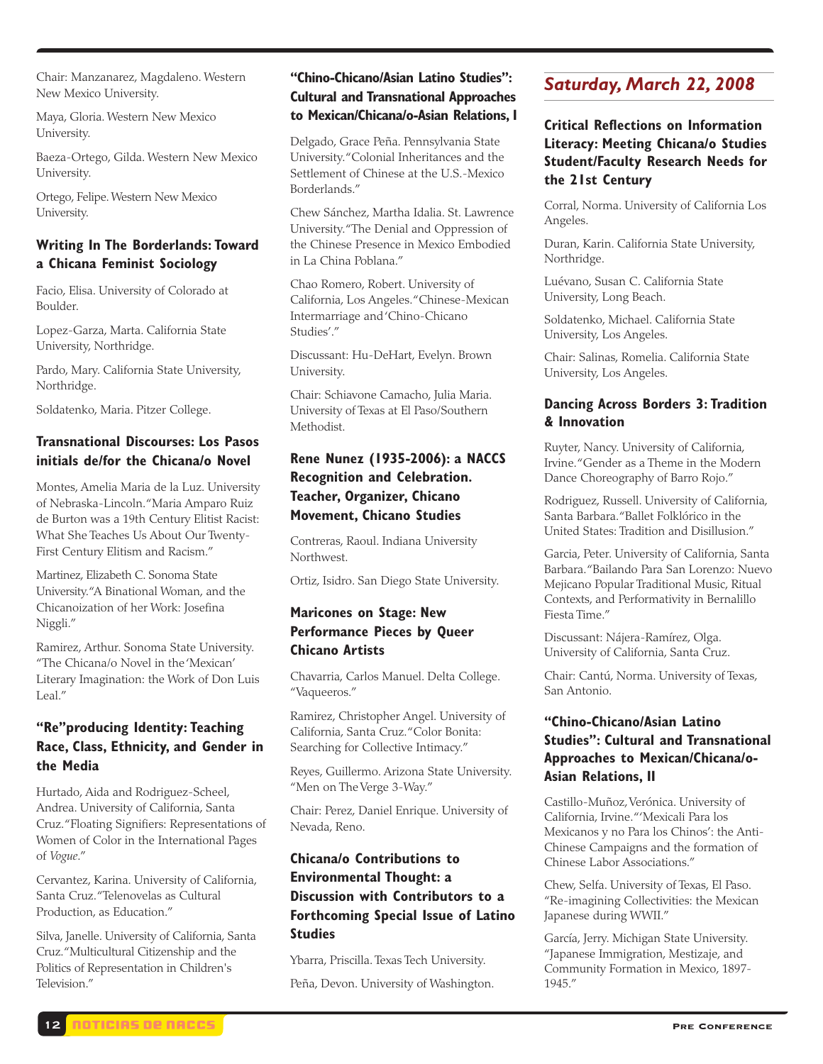Chair: Manzanarez, Magdaleno. Western New Mexico University.

Maya, Gloria. Western New Mexico University.

Baeza-Ortego, Gilda. Western New Mexico University.

Ortego, Felipe. Western New Mexico University.

### Writing In The Borderlands: Toward a Chicana Feminist Sociology

Facio, Elisa. University of Colorado at Boulder.

Lopez-Garza, Marta. California State University, Northridge.

Pardo, Mary. California State University, Northridge.

Soldatenko, Maria. Pitzer College.

### Transnational Discourses: Los Pasos initials de/for the Chicana/o Novel

Montes, Amelia Maria de la Luz. University of Nebraska-Lincoln. "Maria Amparo Ruiz de Burton was a 19th Century Elitist Racist: What She Teaches Us About Our Twenty-First Century Elitism and Racism."

Martinez, Elizabeth C. Sonoma State University. "A Binational Woman, and the Chicanoization of her Work: Josefina Niggli."

Ramirez, Arthur. Sonoma State University. "The Chicana/o Novel in the 'Mexican' Literary Imagination: the Work of Don Luis Leal."

### "Re"producing Identity: Teaching Race, Class, Ethnicity, and Gender in the Media

Hurtado, Aida and Rodriguez-Scheel, Andrea. University of California, Santa Cruz. "Floating Signifiers: Representations of Women of Color in the International Pages of *Vogue*."

Cervantez, Karina. University of California, Santa Cruz. "Telenovelas as Cultural Production, as Education."

Silva, Janelle. University of California, Santa Cruz. "Multicultural Citizenship and the Politics of Representation in Children's Television."

### "Chino-Chicano/Asian Latino Studies": Cultural and Transnational Approaches to Mexican/Chicana/o-Asian Relations, I

Delgado, Grace Peña. Pennsylvania State University. "Colonial Inheritances and the Settlement of Chinese at the U.S.-Mexico Borderlands."

Chew Sánchez, Martha Idalia. St. Lawrence University. "The Denial and Oppression of the Chinese Presence in Mexico Embodied in La China Poblana."

Chao Romero, Robert. University of California, Los Angeles. "Chinese-Mexican Intermarriage and 'Chino-Chicano Studies'."

Discussant: Hu-DeHart, Evelyn. Brown University.

Chair: Schiavone Camacho, Julia Maria. University of Texas at El Paso/Southern Methodist.

### Rene Nunez (1935-2006): a NACCS Recognition and Celebration. Teacher, Organizer, Chicano Movement, Chicano Studies

Contreras, Raoul. Indiana University Northwest.

Ortiz, Isidro. San Diego State University.

### Maricones on Stage: New Performance Pieces by Queer Chicano Artists

Chavarria, Carlos Manuel. Delta College. "Vaqueeros."

Ramirez, Christopher Angel. University of California, Santa Cruz. "Color Bonita: Searching for Collective Intimacy."

Reyes, Guillermo. Arizona State University. "Men on The Verge 3-Way."

Chair: Perez, Daniel Enrique. University of Nevada, Reno.

### Chicana/o Contributions to Environmental Thought: a Discussion with Contributors to a Forthcoming Special Issue of Latino Studies

Ybarra, Priscilla. Texas Tech University.

Peña, Devon. University of Washington.

## *Saturday, March 22, 2008*

### Critical Reflections on Information Literacy: Meeting Chicana/o Studies Student/Faculty Research Needs for the 21st Century

Corral, Norma. University of California Los Angeles.

Duran, Karin. California State University, Northridge.

Luévano, Susan C. California State University, Long Beach.

Soldatenko, Michael. California State University, Los Angeles.

Chair: Salinas, Romelia. California State University, Los Angeles.

### Dancing Across Borders 3: Tradition & Innovation

Ruyter, Nancy. University of California, Irvine. "Gender as a Theme in the Modern Dance Choreography of Barro Rojo."

Rodriguez, Russell. University of California, Santa Barbara. "Ballet Folklórico in the United States: Tradition and Disillusion."

Garcia, Peter. University of California, Santa Barbara. "Bailando Para San Lorenzo: Nuevo Mejicano Popular Traditional Music, Ritual Contexts, and Performativity in Bernalillo Fiesta Time."

Discussant: Nájera-Ramírez, Olga. University of California, Santa Cruz.

Chair: Cantú, Norma. University of Texas, San Antonio.

### "Chino-Chicano/Asian Latino Studies": Cultural and Transnational Approaches to Mexican/Chicana/o-Asian Relations, II

Castillo-Muñoz, Verónica. University of California, Irvine. "'Mexicali Para los Mexicanos y no Para los Chinos': the Anti-Chinese Campaigns and the formation of Chinese Labor Associations."

Chew, Selfa. University of Texas, El Paso. "Re-imagining Collectivities: the Mexican Japanese during WWII."

García, Jerry. Michigan State University. "Japanese Immigration, Mestizaje, and Community Formation in Mexico, 1897-1945."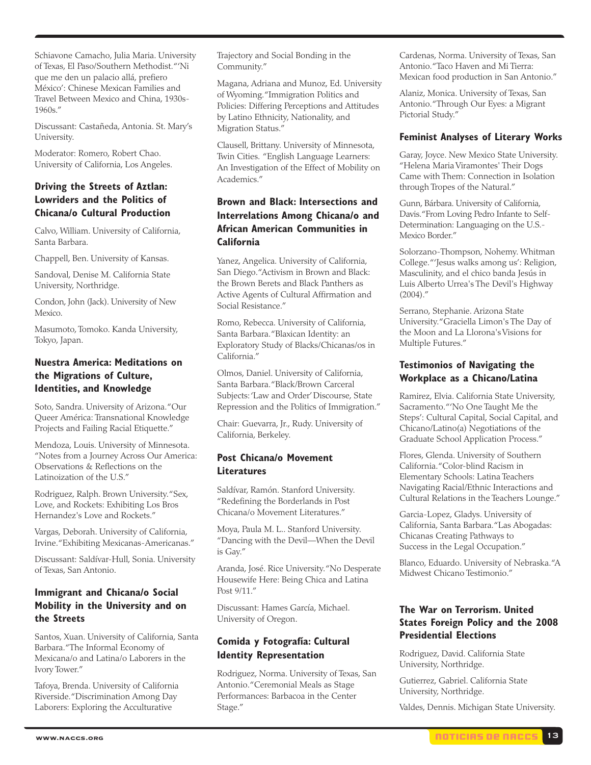Schiavone Camacho, Julia Maria. University of Texas, El Paso/Southern Methodist. "'Ni que me den un palacio allá, prefiero México': Chinese Mexican Families and Travel Between Mexico and China, 1930s-1960s."

Discussant: Castañeda, Antonia. St. Mary's University.

Moderator: Romero, Robert Chao. University of California, Los Angeles.

### Driving the Streets of Aztlan: Lowriders and the Politics of Chicana/o Cultural Production

Calvo, William. University of California, Santa Barbara.

Chappell, Ben. University of Kansas.

Sandoval, Denise M. California State University, Northridge.

Condon, John (Jack). University of New Mexico.

Masumoto, Tomoko. Kanda University, Tokyo, Japan.

### Nuestra America: Meditations on the Migrations of Culture, Identities, and Knowledge

Soto, Sandra. University of Arizona. "Our Queer América: Transnational Knowledge Projects and Failing Racial Etiquette."

Mendoza, Louis. University of Minnesota. "Notes from a Journey Across Our America: Observations & Reflections on the Latinoization of the U.S."

Rodriguez, Ralph. Brown University. "Sex, Love, and Rockets: Exhibiting Los Bros Hernandez's Love and Rockets."

Vargas, Deborah. University of California, Irvine. "Exhibiting Mexicanas-Americanas."

Discussant: Saldívar-Hull, Sonia. University of Texas, San Antonio.

### Immigrant and Chicana/o Social Mobility in the University and on the Streets

Santos, Xuan. University of California, Santa Barbara. "The Informal Economy of Mexicana/o and Latina/o Laborers in the Ivory Tower."

Tafoya, Brenda. University of California Riverside. "Discrimination Among Day Laborers: Exploring the Acculturative Trajectory and Social Bonding in the Community."

Magana, Adriana and Munoz, Ed. University of Wyoming. "Immigration Politics and Policies: Differing Perceptions and Attitudes by Latino Ethnicity, Nationality, and Migration Status."

Clausell, Brittany. University of Minnesota, Twin Cities. "English Language Learners: An Investigation of the Effect of Mobility on Academics."

### Brown and Black: Intersections and Interrelations Among Chicana/o and African American Communities in California

Yanez, Angelica. University of California, San Diego. "Activism in Brown and Black: the Brown Berets and Black Panthers as Active Agents of Cultural Affirmation and Social Resistance."

Romo, Rebecca. University of California, Santa Barbara. "Blaxican Identity: an Exploratory Study of Blacks/Chicanas/os in California."

Olmos, Daniel. University of California, Santa Barbara. "Black/Brown Carceral Subjects: 'Law and Order' Discourse, State Repression and the Politics of Immigration."

Chair: Guevarra, Jr., Rudy. University of California, Berkeley.

### Post Chicana/o Movement Literatures

Saldívar, Ramón. Stanford University. "Redefining the Borderlands in Post Chicana/o Movement Literatures."

Moya, Paula M. L.. Stanford University. "Dancing with the Devil—When the Devil is Gay."

Aranda, José. Rice University. "No Desperate Housewife Here: Being Chica and Latina Post 9/11."

Discussant: Hames García, Michael. University of Oregon.

### Comida y Fotografía: Cultural Identity Representation

Rodriguez, Norma. University of Texas, San Antonio. "Ceremonial Meals as Stage Performances: Barbacoa in the Center Stage."

Cardenas, Norma. University of Texas, San Antonio. "Taco Haven and Mi Tierra: Mexican food production in San Antonio."

Alaniz, Monica. University of Texas, San Antonio. "Through Our Eyes: a Migrant Pictorial Study."

### Feminist Analyses of Literary Works

Garay, Joyce. New Mexico State University. "Helena Maria Viramontes' Their Dogs Came with Them: Connection in Isolation through Tropes of the Natural."

Gunn, Bárbara. University of California, Davis. "From Loving Pedro Infante to Self-Determination: Languaging on the U.S.-Mexico Border."

Solorzano-Thompson, Nohemy. Whitman College. "'Jesus walks among us': Religion, Masculinity, and el chico banda Jesús in Luis Alberto Urrea's The Devil's Highway (2004)."

Serrano, Stephanie. Arizona State University. "Graciella Limon's The Day of the Moon and La Llorona's Visions for Multiple Futures."

### Testimonios of Navigating the Workplace as a Chicano/Latina

Ramirez, Elvia. California State University, Sacramento. "'No One Taught Me the Steps': Cultural Capital, Social Capital, and Chicano/Latino(a) Negotiations of the Graduate School Application Process."

Flores, Glenda. University of Southern California. "Color-blind Racism in Elementary Schools: Latina Teachers Navigating Racial/Ethnic Interactions and Cultural Relations in the Teachers Lounge."

Garcia-Lopez, Gladys. University of California, Santa Barbara. "Las Abogadas: Chicanas Creating Pathways to Success in the Legal Occupation."

Blanco, Eduardo. University of Nebraska. "A Midwest Chicano Testimonio."

### The War on Terrorism. United States Foreign Policy and the 2008 Presidential Elections

Rodriguez, David. California State University, Northridge.

Gutierrez, Gabriel. California State University, Northridge.

Valdes, Dennis. Michigan State University.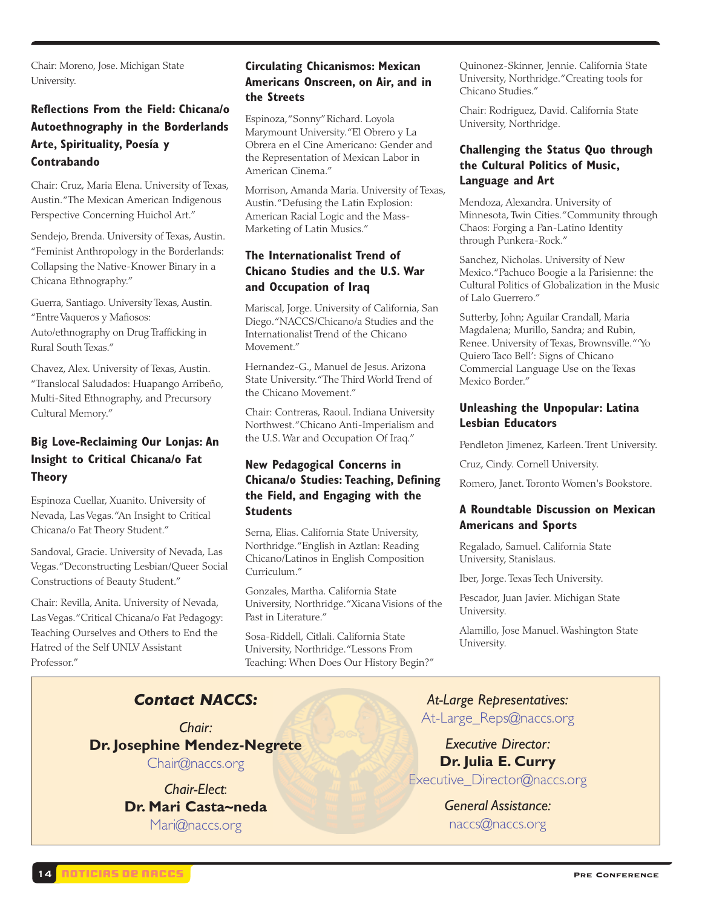Chair: Moreno, Jose. Michigan State University.

### Reflections From the Field: Chicana/o Autoethnography in the Borderlands Arte, Spirituality, Poesía y Contrabando

Chair: Cruz, Maria Elena. University of Texas, Austin. "The Mexican American Indigenous Perspective Concerning Huichol Art."

Sendejo, Brenda. University of Texas, Austin. "Feminist Anthropology in the Borderlands: Collapsing the Native-Knower Binary in a Chicana Ethnography."

Guerra, Santiago. University Texas, Austin. "Entre Vaqueros y Mafiosos: Auto/ethnography on Drug Trafficking in Rural South Texas."

Chavez, Alex. University of Texas, Austin. "Translocal Saludados: Huapango Arribeño, Multi-Sited Ethnography, and Precursory Cultural Memory."

### Big Love-Reclaiming Our Lonjas: An Insight to Critical Chicana/o Fat Theory

Espinoza Cuellar, Xuanito. University of Nevada, Las Vegas. "An Insight to Critical Chicana/o Fat Theory Student."

Sandoval, Gracie. University of Nevada, Las Vegas. "Deconstructing Lesbian/Queer Social Constructions of Beauty Student."

Chair: Revilla, Anita. University of Nevada, Las Vegas. "Critical Chicana/o Fat Pedagogy: Teaching Ourselves and Others to End the Hatred of the Self UNLV Assistant Professor."

### Circulating Chicanismos: Mexican Americans Onscreen, on Air, and in the Streets

Espinoza, "Sonny" Richard. Loyola Marymount University. "El Obrero y La Obrera en el Cine Americano: Gender and the Representation of Mexican Labor in American Cinema."

Morrison, Amanda Maria. University of Texas, Austin. "Defusing the Latin Explosion: American Racial Logic and the Mass-Marketing of Latin Musics."

### The Internationalist Trend of Chicano Studies and the U.S. War and Occupation of Iraq

Mariscal, Jorge. University of California, San Diego. "NACCS/Chicano/a Studies and the Internationalist Trend of the Chicano Movement."

Hernandez-G., Manuel de Jesus. Arizona State University. "The Third World Trend of the Chicano Movement."

Chair: Contreras, Raoul. Indiana University Northwest. "Chicano Anti-Imperialism and the U.S. War and Occupation Of Iraq."

### New Pedagogical Concerns in Chicana/o Studies: Teaching, Defining the Field, and Engaging with the Students

Serna, Elias. California State University, Northridge. "English in Aztlan: Reading Chicano/Latinos in English Composition Curriculum."

Gonzales, Martha. California State University, Northridge. "Xicana Visions of the Past in Literature."

Sosa-Riddell, Citlali. California State University, Northridge. "Lessons From Teaching: When Does Our History Begin?"

Quinonez-Skinner, Jennie. California State University, Northridge. "Creating tools for Chicano Studies."

Chair: Rodriguez, David. California State University, Northridge.

### Challenging the Status Quo through the Cultural Politics of Music, Language and Art

Mendoza, Alexandra. University of Minnesota, Twin Cities. "Community through Chaos: Forging a Pan-Latino Identity through Punkera-Rock."

Sanchez, Nicholas. University of New Mexico. "Pachuco Boogie a la Parisienne: the Cultural Politics of Globalization in the Music of Lalo Guerrero."

Sutterby, John; Aguilar Crandall, Maria Magdalena; Murillo, Sandra; and Rubin, Renee. University of Texas, Brownsville. "'Yo Quiero Taco Bell': Signs of Chicano Commercial Language Use on the Texas Mexico Border."

### Unleashing the Unpopular: Latina Lesbian Educators

Pendleton Jimenez, Karleen. Trent University.

Cruz, Cindy. Cornell University.

Romero, Janet. Toronto Women's Bookstore.

### A Roundtable Discussion on Mexican Americans and Sports

Regalado, Samuel. California State University, Stanislaus.

Iber, Jorge. Texas Tech University.

Pescador, Juan Javier. Michigan State University.

Alamillo, Jose Manuel. Washington State University.

---

## *Contact NACCS:*

*Chair:*
**Dr. Josephine Mendez-Negrete**
Chair@naccs.org

*Chair-Elect*:
**Dr. Mari Casta~neda**
Mari@naccs.org

*At-Large Representatives:*
At-Large_Reps@naccs.org

*Executive Director:*
**Dr. Julia E. Curry**
Executive_Director@naccs.org

*General Assistance:*
naccs@naccs.org